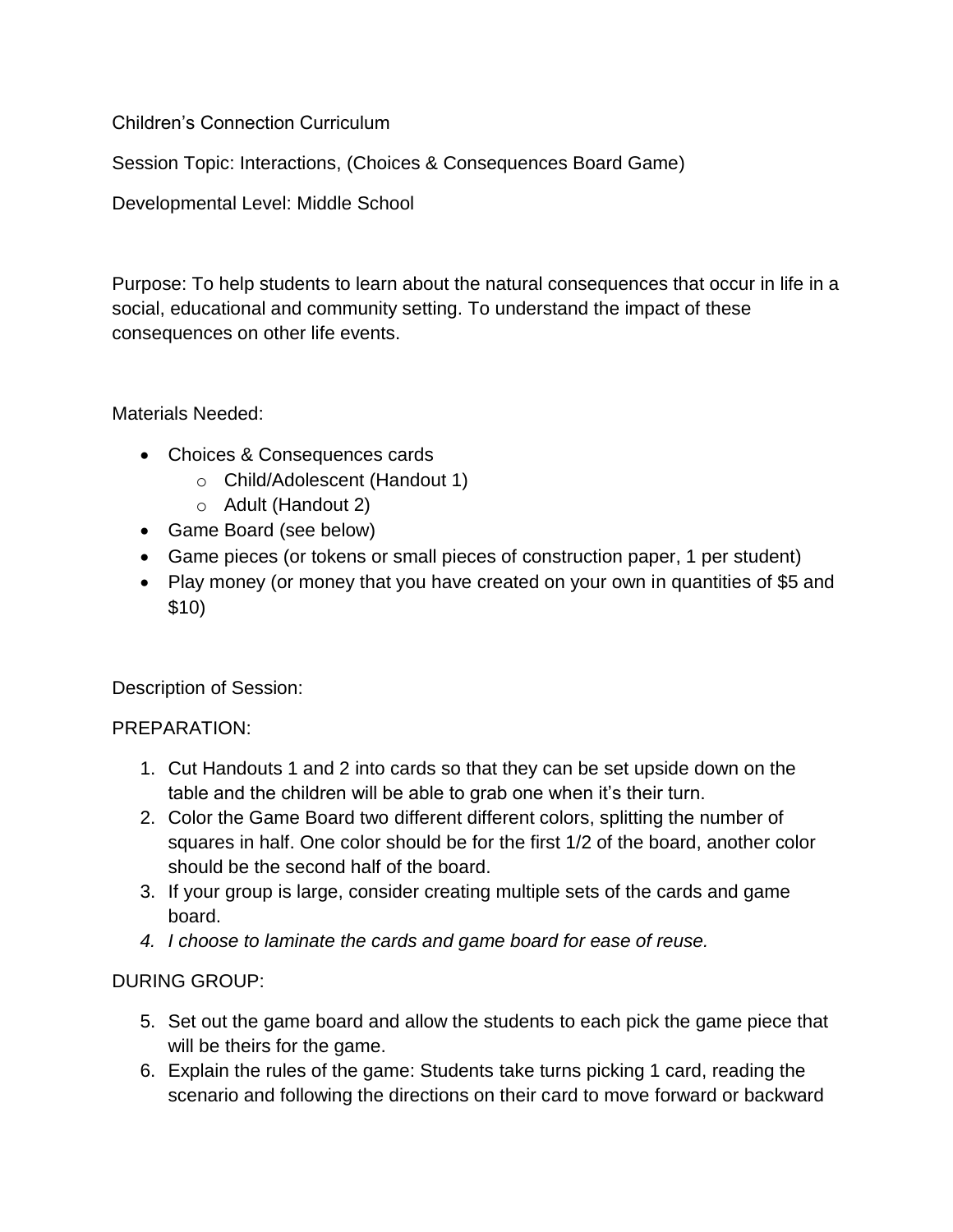Children's Connection Curriculum

Session Topic: Interactions, (Choices & Consequences Board Game)

Developmental Level: Middle School

Purpose: To help students to learn about the natural consequences that occur in life in a social, educational and community setting. To understand the impact of these consequences on other life events.

Materials Needed:

- Choices & Consequences cards
  - Child/Adolescent (Handout 1)
  - Adult (Handout 2)
- Game Board (see below)
- Game pieces (or tokens or small pieces of construction paper, 1 per student)
- Play money (or money that you have created on your own in quantities of $5 and $10)

Description of Session:

PREPARATION:

1. Cut Handouts 1 and 2 into cards so that they can be set upside down on the table and the children will be able to grab one when it's their turn.
2. Color the Game Board two different different colors, splitting the number of squares in half. One color should be for the first 1/2 of the board, another color should be the second half of the board.
3. If your group is large, consider creating multiple sets of the cards and game board.
4. *I choose to laminate the cards and game board for ease of reuse.*

DURING GROUP:

5. Set out the game board and allow the students to each pick the game piece that will be theirs for the game.
6. Explain the rules of the game: Students take turns picking 1 card, reading the scenario and following the directions on their card to move forward or backward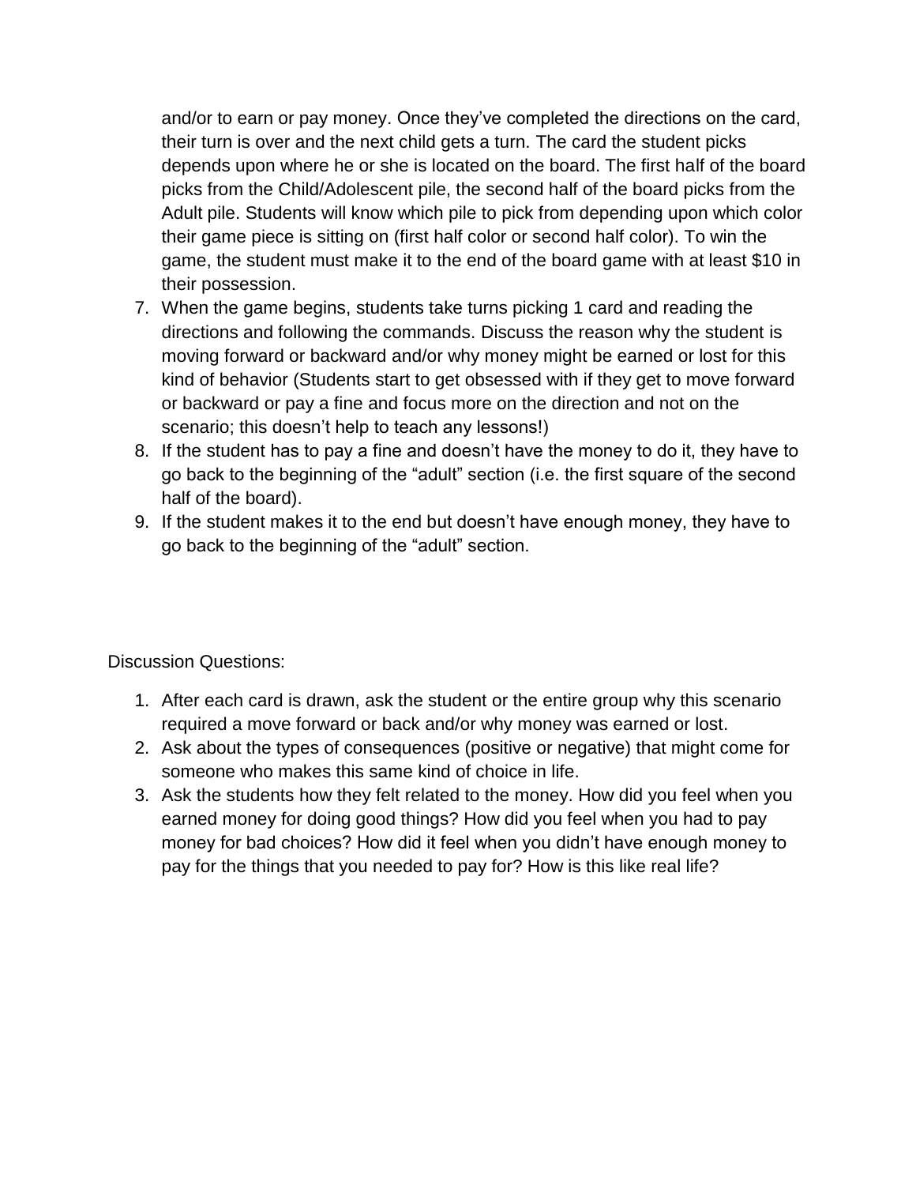and/or to earn or pay money. Once they've completed the directions on the card, their turn is over and the next child gets a turn. The card the student picks depends upon where he or she is located on the board. The first half of the board picks from the Child/Adolescent pile, the second half of the board picks from the Adult pile. Students will know which pile to pick from depending upon which color their game piece is sitting on (first half color or second half color). To win the game, the student must make it to the end of the board game with at least $10 in their possession.

7. When the game begins, students take turns picking 1 card and reading the directions and following the commands. Discuss the reason why the student is moving forward or backward and/or why money might be earned or lost for this kind of behavior (Students start to get obsessed with if they get to move forward or backward or pay a fine and focus more on the direction and not on the scenario; this doesn't help to teach any lessons!)
8. If the student has to pay a fine and doesn't have the money to do it, they have to go back to the beginning of the "adult" section (i.e. the first square of the second half of the board).
9. If the student makes it to the end but doesn't have enough money, they have to go back to the beginning of the "adult" section.

Discussion Questions:

1. After each card is drawn, ask the student or the entire group why this scenario required a move forward or back and/or why money was earned or lost.
2. Ask about the types of consequences (positive or negative) that might come for someone who makes this same kind of choice in life.
3. Ask the students how they felt related to the money. How did you feel when you earned money for doing good things? How did you feel when you had to pay money for bad choices? How did it feel when you didn't have enough money to pay for the things that you needed to pay for? How is this like real life?